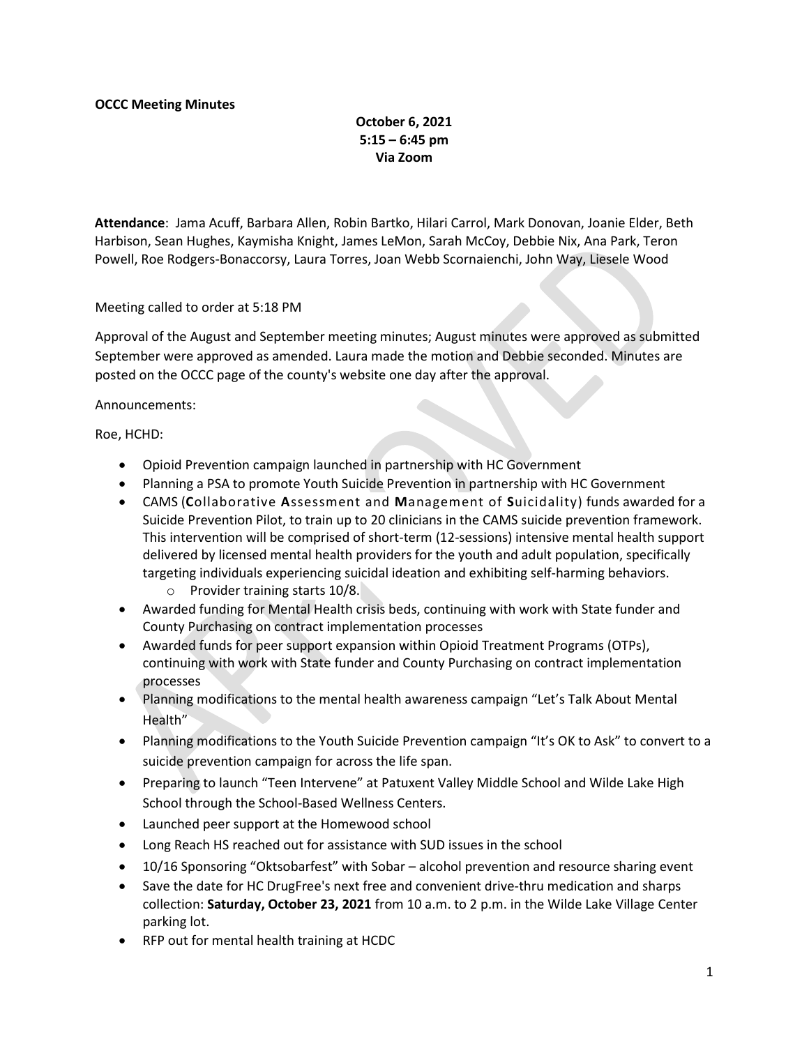**OCCC Meeting Minutes**

**October 6, 2021**
**5:15 – 6:45 pm**
**Via Zoom**

**Attendance**: Jama Acuff, Barbara Allen, Robin Bartko, Hilari Carrol, Mark Donovan, Joanie Elder, Beth Harbison, Sean Hughes, Kaymisha Knight, James LeMon, Sarah McCoy, Debbie Nix, Ana Park, Teron Powell, Roe Rodgers-Bonaccorsy, Laura Torres, Joan Webb Scornaienchi, John Way, Liesele Wood

Meeting called to order at 5:18 PM

Approval of the August and September meeting minutes; August minutes were approved as submitted September were approved as amended. Laura made the motion and Debbie seconded. Minutes are posted on the OCCC page of the county's website one day after the approval.

Announcements:

Roe, HCHD:

- Opioid Prevention campaign launched in partnership with HC Government
- Planning a PSA to promote Youth Suicide Prevention in partnership with HC Government
- CAMS (**C**ollaborative **A**ssessment and **M**anagement of **S**uicidality) funds awarded for a Suicide Prevention Pilot, to train up to 20 clinicians in the CAMS suicide prevention framework. This intervention will be comprised of short-term (12-sessions) intensive mental health support delivered by licensed mental health providers for the youth and adult population, specifically targeting individuals experiencing suicidal ideation and exhibiting self-harming behaviors.
  - Provider training starts 10/8.
- Awarded funding for Mental Health crisis beds, continuing with work with State funder and County Purchasing on contract implementation processes
- Awarded funds for peer support expansion within Opioid Treatment Programs (OTPs), continuing with work with State funder and County Purchasing on contract implementation processes
- Planning modifications to the mental health awareness campaign "Let's Talk About Mental Health"
- Planning modifications to the Youth Suicide Prevention campaign "It's OK to Ask" to convert to a suicide prevention campaign for across the life span.
- Preparing to launch "Teen Intervene" at Patuxent Valley Middle School and Wilde Lake High School through the School-Based Wellness Centers.
- Launched peer support at the Homewood school
- Long Reach HS reached out for assistance with SUD issues in the school
- 10/16 Sponsoring "Oktsobarfest" with Sobar – alcohol prevention and resource sharing event
- Save the date for HC DrugFree's next free and convenient drive-thru medication and sharps collection: **Saturday, October 23, 2021** from 10 a.m. to 2 p.m. in the Wilde Lake Village Center parking lot.
- RFP out for mental health training at HCDC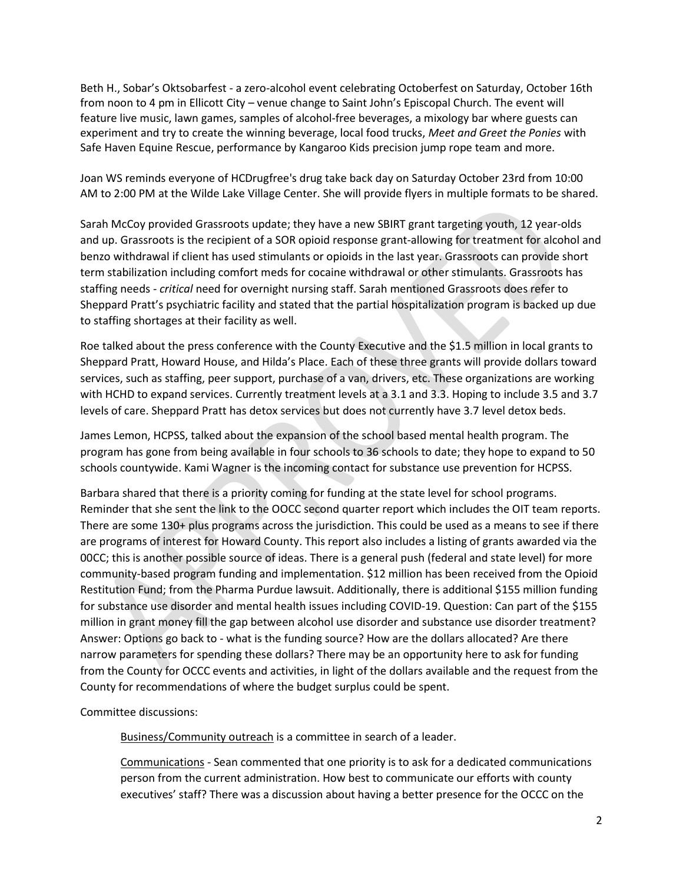Beth H., Sobar's Oktsobarfest - a zero-alcohol event celebrating Octoberfest on Saturday, October 16th from noon to 4 pm in Ellicott City – venue change to Saint John's Episcopal Church. The event will feature live music, lawn games, samples of alcohol-free beverages, a mixology bar where guests can experiment and try to create the winning beverage, local food trucks, *Meet and Greet the Ponies* with Safe Haven Equine Rescue, performance by Kangaroo Kids precision jump rope team and more.

Joan WS reminds everyone of HCDrugfree's drug take back day on Saturday October 23rd from 10:00 AM to 2:00 PM at the Wilde Lake Village Center. She will provide flyers in multiple formats to be shared.

Sarah McCoy provided Grassroots update; they have a new SBIRT grant targeting youth, 12 year-olds and up. Grassroots is the recipient of a SOR opioid response grant-allowing for treatment for alcohol and benzo withdrawal if client has used stimulants or opioids in the last year. Grassroots can provide short term stabilization including comfort meds for cocaine withdrawal or other stimulants. Grassroots has staffing needs - *critical* need for overnight nursing staff. Sarah mentioned Grassroots does refer to Sheppard Pratt's psychiatric facility and stated that the partial hospitalization program is backed up due to staffing shortages at their facility as well.

Roe talked about the press conference with the County Executive and the $1.5 million in local grants to Sheppard Pratt, Howard House, and Hilda's Place. Each of these three grants will provide dollars toward services, such as staffing, peer support, purchase of a van, drivers, etc. These organizations are working with HCHD to expand services. Currently treatment levels at a 3.1 and 3.3. Hoping to include 3.5 and 3.7 levels of care. Sheppard Pratt has detox services but does not currently have 3.7 level detox beds.

James Lemon, HCPSS, talked about the expansion of the school based mental health program. The program has gone from being available in four schools to 36 schools to date; they hope to expand to 50 schools countywide. Kami Wagner is the incoming contact for substance use prevention for HCPSS.

Barbara shared that there is a priority coming for funding at the state level for school programs. Reminder that she sent the link to the OOCC second quarter report which includes the OIT team reports. There are some 130+ plus programs across the jurisdiction. This could be used as a means to see if there are programs of interest for Howard County. This report also includes a listing of grants awarded via the 00CC; this is another possible source of ideas. There is a general push (federal and state level) for more community-based program funding and implementation. $12 million has been received from the Opioid Restitution Fund; from the Pharma Purdue lawsuit. Additionally, there is additional $155 million funding for substance use disorder and mental health issues including COVID-19. Question: Can part of the $155 million in grant money fill the gap between alcohol use disorder and substance use disorder treatment? Answer: Options go back to - what is the funding source? How are the dollars allocated? Are there narrow parameters for spending these dollars? There may be an opportunity here to ask for funding from the County for OCCC events and activities, in light of the dollars available and the request from the County for recommendations of where the budget surplus could be spent.

Committee discussions:

Business/Community outreach is a committee in search of a leader.

Communications - Sean commented that one priority is to ask for a dedicated communications person from the current administration. How best to communicate our efforts with county executives' staff? There was a discussion about having a better presence for the OCCC on the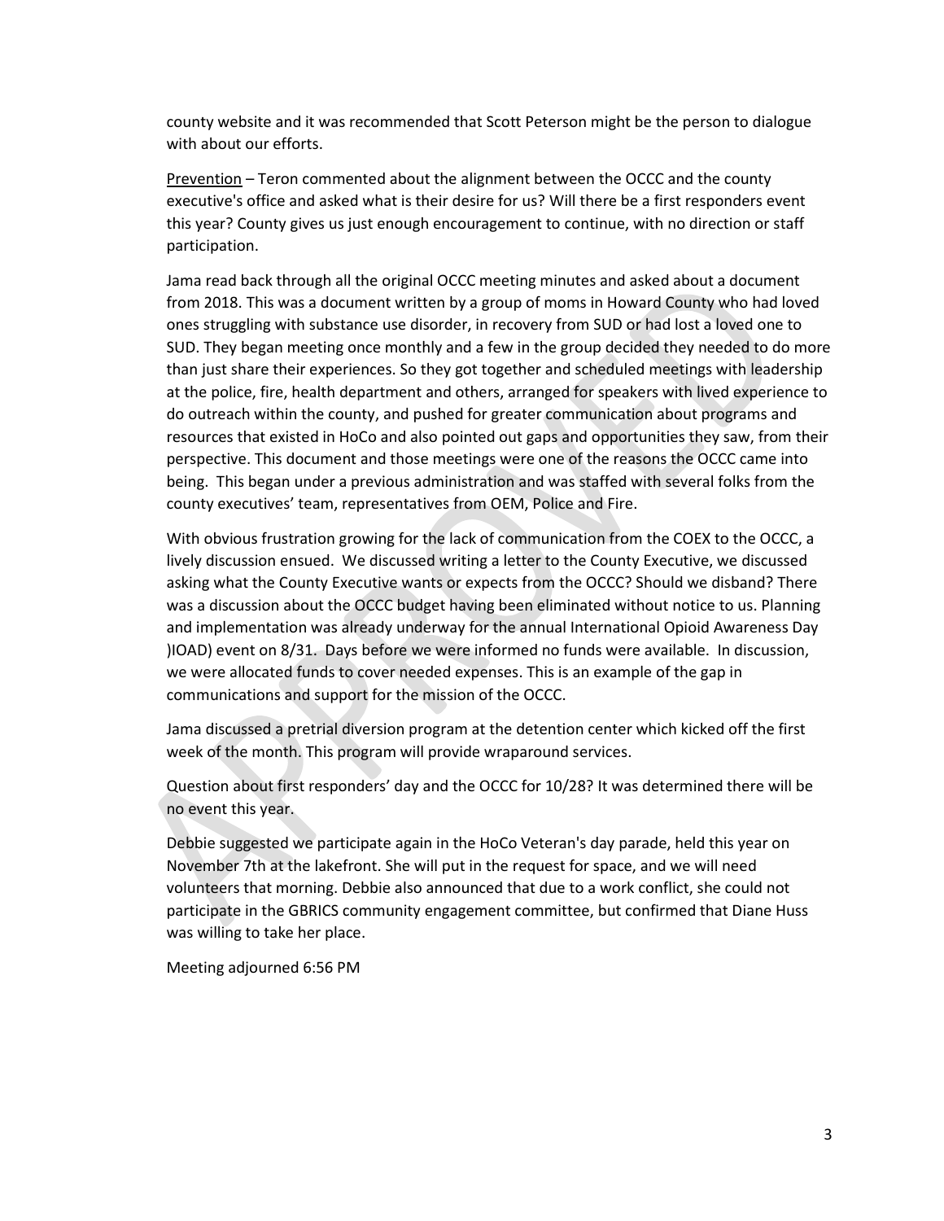county website and it was recommended that Scott Peterson might be the person to dialogue with about our efforts.

Prevention – Teron commented about the alignment between the OCCC and the county executive's office and asked what is their desire for us? Will there be a first responders event this year? County gives us just enough encouragement to continue, with no direction or staff participation.

Jama read back through all the original OCCC meeting minutes and asked about a document from 2018. This was a document written by a group of moms in Howard County who had loved ones struggling with substance use disorder, in recovery from SUD or had lost a loved one to SUD. They began meeting once monthly and a few in the group decided they needed to do more than just share their experiences. So they got together and scheduled meetings with leadership at the police, fire, health department and others, arranged for speakers with lived experience to do outreach within the county, and pushed for greater communication about programs and resources that existed in HoCo and also pointed out gaps and opportunities they saw, from their perspective. This document and those meetings were one of the reasons the OCCC came into being. This began under a previous administration and was staffed with several folks from the county executives' team, representatives from OEM, Police and Fire.

With obvious frustration growing for the lack of communication from the COEX to the OCCC, a lively discussion ensued. We discussed writing a letter to the County Executive, we discussed asking what the County Executive wants or expects from the OCCC? Should we disband? There was a discussion about the OCCC budget having been eliminated without notice to us. Planning and implementation was already underway for the annual International Opioid Awareness Day )IOAD) event on 8/31. Days before we were informed no funds were available. In discussion, we were allocated funds to cover needed expenses. This is an example of the gap in communications and support for the mission of the OCCC.

Jama discussed a pretrial diversion program at the detention center which kicked off the first week of the month. This program will provide wraparound services.

Question about first responders' day and the OCCC for 10/28? It was determined there will be no event this year.

Debbie suggested we participate again in the HoCo Veteran's day parade, held this year on November 7th at the lakefront. She will put in the request for space, and we will need volunteers that morning. Debbie also announced that due to a work conflict, she could not participate in the GBRICS community engagement committee, but confirmed that Diane Huss was willing to take her place.

Meeting adjourned 6:56 PM